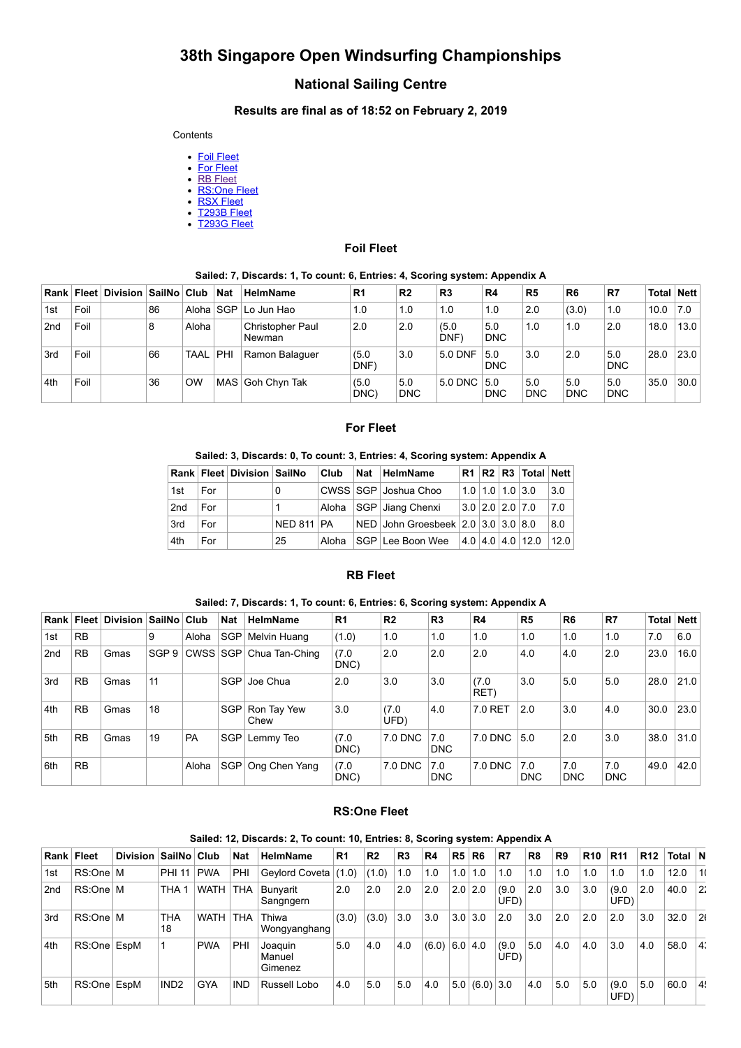# 38th Singapore Open Windsurfing Championships

## National Sailing Centre

### Results are final as of 18:52 on February 2, 2019

Contents

- Foil Fleet
- For Fleet
- RB Fleet
- RS:One Fleet
- RSX Fleet
- T293B Fleet
- T293G Fleet

### Foil Fleet

**Sailed: 7, Discards: 1, To count: 6, Entries: 4, Scoring system: Appendix A**

| Rank | Fleet | Division | SailNo | Club | Nat | HelmName | R1 | R2 | R3 | R4 | R5 | R6 | R7 | Total | Nett |
|---|---|---|---|---|---|---|---|---|---|---|---|---|---|---|---|
| 1st | Foil | | 86 | Aloha | SGP | Lo Jun Hao | 1.0 | 1.0 | 1.0 | 1.0 | 2.0 | (3.0) | 1.0 | 10.0 | 7.0 |
| 2nd | Foil | | 8 | Aloha | | Christopher Paul Newman | 2.0 | 2.0 | (5.0 DNF) | 5.0 DNC | 1.0 | 1.0 | 2.0 | 18.0 | 13.0 |
| 3rd | Foil | | 66 | TAAL | PHI | Ramon Balaguer | (5.0 DNF) | 3.0 | 5.0 DNF | 5.0 DNC | 3.0 | 2.0 | 5.0 DNC | 28.0 | 23.0 |
| 4th | Foil | | 36 | OW | MAS | Goh Chyn Tak | (5.0 DNC) | 5.0 DNC | 5.0 DNC | 5.0 DNC | 5.0 DNC | 5.0 DNC | 5.0 DNC | 35.0 | 30.0 |

### For Fleet

**Sailed: 3, Discards: 0, To count: 3, Entries: 4, Scoring system: Appendix A**

| Rank | Fleet | Division | SailNo | Club | Nat | HelmName | R1 | R2 | R3 | Total | Nett |
|---|---|---|---|---|---|---|---|---|---|---|---|
| 1st | For | | 0 | CWSS | SGP | Joshua Choo | 1.0 | 1.0 | 1.0 | 3.0 | 3.0 |
| 2nd | For | | 1 | Aloha | SGP | Jiang Chenxi | 3.0 | 2.0 | 2.0 | 7.0 | 7.0 |
| 3rd | For | | NED 811 | PA | NED | John Groesbeek | 2.0 | 3.0 | 3.0 | 8.0 | 8.0 |
| 4th | For | | 25 | Aloha | SGP | Lee Boon Wee | 4.0 | 4.0 | 4.0 | 12.0 | 12.0 |

### RB Fleet

**Sailed: 7, Discards: 1, To count: 6, Entries: 6, Scoring system: Appendix A**

| Rank | Fleet | Division | SailNo | Club | Nat | HelmName | R1 | R2 | R3 | R4 | R5 | R6 | R7 | Total | Nett |
|---|---|---|---|---|---|---|---|---|---|---|---|---|---|---|---|
| 1st | RB | | 9 | Aloha | SGP | Melvin Huang | (1.0) | 1.0 | 1.0 | 1.0 | 1.0 | 1.0 | 1.0 | 7.0 | 6.0 |
| 2nd | RB | Gmas | SGP 9 | CWSS | SGP | Chua Tan-Ching | (7.0 DNC) | 2.0 | 2.0 | 2.0 | 4.0 | 4.0 | 2.0 | 23.0 | 16.0 |
| 3rd | RB | Gmas | 11 | | SGP | Joe Chua | 2.0 | 3.0 | 3.0 | (7.0 RET) | 3.0 | 5.0 | 5.0 | 28.0 | 21.0 |
| 4th | RB | Gmas | 18 | | SGP | Ron Tay Yew Chew | 3.0 | (7.0 UFD) | 4.0 | 7.0 RET | 2.0 | 3.0 | 4.0 | 30.0 | 23.0 |
| 5th | RB | Gmas | 19 | PA | SGP | Lemmy Teo | (7.0 DNC) | 7.0 DNC | 7.0 DNC | 7.0 DNC | 5.0 | 2.0 | 3.0 | 38.0 | 31.0 |
| 6th | RB | | | Aloha | SGP | Ong Chen Yang | (7.0 DNC) | 7.0 DNC | 7.0 DNC | 7.0 DNC | 7.0 DNC | 7.0 DNC | 7.0 DNC | 49.0 | 42.0 |

### RS:One Fleet

**Sailed: 12, Discards: 2, To count: 10, Entries: 8, Scoring system: Appendix A**

| Rank | Fleet | Division | SailNo | Club | Nat | HelmName | R1 | R2 | R3 | R4 | R5 | R6 | R7 | R8 | R9 | R10 | R11 | R12 | Total | N |
|---|---|---|---|---|---|---|---|---|---|---|---|---|---|---|---|---|---|---|---|---|
| 1st | RS:One | M | PHI 11 | PWA | PHI | Geylord Coveta | (1.0) | (1.0) | 1.0 | 1.0 | 1.0 | 1.0 | 1.0 | 1.0 | 1.0 | 1.0 | 1.0 | 1.0 | 12.0 | 1( |
| 2nd | RS:One | M | THA 1 | WATH | THA | Bunyarit Sanggngern | 2.0 | 2.0 | 2.0 | 2.0 | 2.0 | 2.0 | (9.0 UFD) | 2.0 | 3.0 | 3.0 | (9.0 UFD) | 2.0 | 40.0 | 2: |
| 3rd | RS:One | M | THA 18 | WATH | THA | Thiwa Wongyanghang | (3.0) | (3.0) | 3.0 | 3.0 | 3.0 | 3.0 | 2.0 | 3.0 | 2.0 | 2.0 | 2.0 | 3.0 | 32.0 | 2( |
| 4th | RS:One | EspM | 1 | PWA | PHI | Joaquin Manuel Gimenez | 5.0 | 4.0 | 4.0 | (6.0) | 6.0 | 4.0 | (9.0 UFD) | 5.0 | 4.0 | 4.0 | 3.0 | 4.0 | 58.0 | 4: |
| 5th | RS:One | EspM | IND2 | GYA | IND | Russell Lobo | 4.0 | 5.0 | 5.0 | 4.0 | 5.0 | (6.0) | 3.0 | 4.0 | 5.0 | 5.0 | (9.0 UFD) | 5.0 | 60.0 | 4! |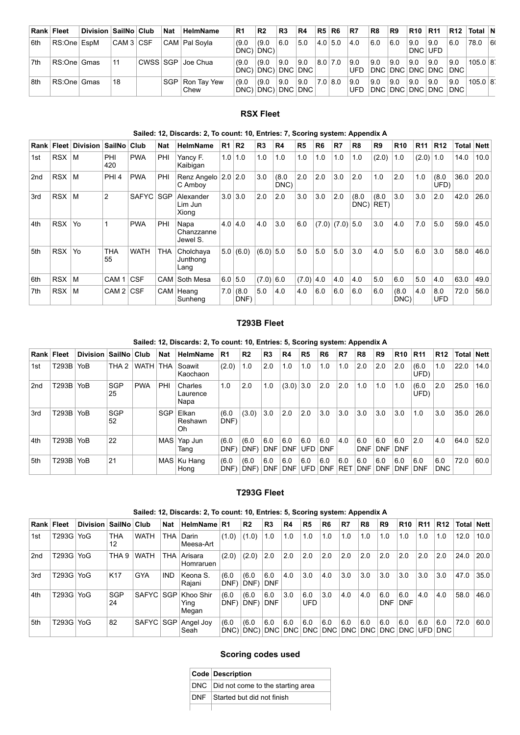| Rank | Fleet | Division | SailNo | Club | Nat | HelmName | R1 | R2 | R3 | R4 | R5 | R6 | R7 | R8 | R9 | R10 | R11 | R12 | Total | N |
|---|---|---|---|---|---|---|---|---|---|---|---|---|---|---|---|---|---|---|---|---|
| 6th | RS:One | EspM | CAM 3 | CSF | CAM | Pal Soyla | (9.0 DNC) | (9.0 DNC) | 6.0 | 5.0 | 4.0 | 5.0 | 4.0 | 6.0 | 6.0 | 9.0 DNC | 9.0 UFD | 6.0 | 78.0 | 6 |
| 7th | RS:One | Gmas | 11 | CWSS | SGP | Joe Chua | (9.0 DNC) | (9.0 DNC) | 9.0 DNC | 9.0 DNC | 8.0 | 7.0 | 9.0 UFD | 9.0 DNC | 9.0 DNC | 9.0 DNC | 9.0 DNC | 9.0 DNC | 105.0 | 8 |
| 8th | RS:One | Gmas | 18 | | SGP | Ron Tay Yew Chew | (9.0 DNC) | (9.0 DNC) | 9.0 DNC | 9.0 DNC | 7.0 | 8.0 | 9.0 UFD | 9.0 DNC | 9.0 DNC | 9.0 DNC | 9.0 DNC | 9.0 DNC | 105.0 | 8 |

### RSX Fleet

**Sailed: 12, Discards: 2, To count: 10, Entries: 7, Scoring system: Appendix A**

| Rank | Fleet | Division | SailNo | Club | Nat | HelmName | R1 | R2 | R3 | R4 | R5 | R6 | R7 | R8 | R9 | R10 | R11 | R12 | Total | Nett |
|---|---|---|---|---|---|---|---|---|---|---|---|---|---|---|---|---|---|---|---|---|
| 1st | RSX | M | PHI 420 | PWA | PHI | Yancy F. Kaibigan | 1.0 | 1.0 | 1.0 | 1.0 | 1.0 | 1.0 | 1.0 | 1.0 | (2.0) | 1.0 | (2.0) | 1.0 | 14.0 | 10.0 |
| 2nd | RSX | M | PHI 4 | PWA | PHI | Renz Angelo C Amboy | 2.0 | 2.0 | 3.0 | (8.0 DNC) | 2.0 | 2.0 | 3.0 | 2.0 | 1.0 | 2.0 | 1.0 | (8.0 UFD) | 36.0 | 20.0 |
| 3rd | RSX | M | 2 | SAFYC | SGP | Alexander Lim Jun Xiong | 3.0 | 3.0 | 2.0 | 2.0 | 3.0 | 3.0 | 2.0 | (8.0 DNC) | (8.0 RET) | 3.0 | 3.0 | 2.0 | 42.0 | 26.0 |
| 4th | RSX | Yo | 1 | PWA | PHI | Napa Chanzzanne Jewel S. | 4.0 | 4.0 | 4.0 | 3.0 | 6.0 | (7.0) | (7.0) | 5.0 | 3.0 | 4.0 | 7.0 | 5.0 | 59.0 | 45.0 |
| 5th | RSX | Yo | THA 55 | WATH | THA | Cholchaya Junthong Lang | 5.0 | (6.0) | (6.0) | 5.0 | 5.0 | 5.0 | 5.0 | 3.0 | 4.0 | 5.0 | 6.0 | 3.0 | 58.0 | 46.0 |
| 6th | RSX | M | CAM 1 | CSF | CAM | Soth Mesa | 6.0 | 5.0 | (7.0) | 6.0 | (7.0) | 4.0 | 4.0 | 4.0 | 5.0 | 6.0 | 5.0 | 4.0 | 63.0 | 49.0 |
| 7th | RSX | M | CAM 2 | CSF | CAM | Heang Sunheng | 7.0 | (8.0 DNF) | 5.0 | 4.0 | 4.0 | 6.0 | 6.0 | 6.0 | 6.0 | (8.0 DNC) | 4.0 | 8.0 UFD | 72.0 | 56.0 |

### T293B Fleet

**Sailed: 12, Discards: 2, To count: 10, Entries: 5, Scoring system: Appendix A**

| Rank | Fleet | Division | SailNo | Club | Nat | HelmName | R1 | R2 | R3 | R4 | R5 | R6 | R7 | R8 | R9 | R10 | R11 | R12 | Total | Nett |
|---|---|---|---|---|---|---|---|---|---|---|---|---|---|---|---|---|---|---|---|---|
| 1st | T293B | YoB | THA 2 | WATH | THA | Soawit Kaochaon | (2.0) | 1.0 | 2.0 | 1.0 | 1.0 | 1.0 | 1.0 | 2.0 | 2.0 | 2.0 | (6.0 UFD) | 1.0 | 22.0 | 14.0 |
| 2nd | T293B | YoB | SGP 25 | PWA | PHI | Charles Laurence Napa | 1.0 | 2.0 | 1.0 | (3.0) | 3.0 | 2.0 | 2.0 | 1.0 | 1.0 | 1.0 | (6.0 UFD) | 2.0 | 25.0 | 16.0 |
| 3rd | T293B | YoB | SGP 52 | | SGP | Elkan Reshawn Oh | (6.0 DNF) | (3.0) | 3.0 | 2.0 | 2.0 | 3.0 | 3.0 | 3.0 | 3.0 | 3.0 | 1.0 | 3.0 | 35.0 | 26.0 |
| 4th | T293B | YoB | 22 | | MAS | Yap Jun Tang | (6.0 DNF) | (6.0 DNF) | 6.0 DNF | 6.0 DNF | 6.0 UFD | 6.0 DNF | 4.0 | 6.0 DNF | 6.0 DNF | 6.0 DNF | 2.0 | 4.0 | 64.0 | 52.0 |
| 5th | T293B | YoB | 21 | | MAS | Ku Hang Hong | (6.0 DNF) | (6.0 DNF) | 6.0 DNF | 6.0 DNF | 6.0 UFD | 6.0 DNF | 6.0 RET | 6.0 DNF | 6.0 DNF | 6.0 DNF | 6.0 DNF | 6.0 DNC | 72.0 | 60.0 |

### T293G Fleet

**Sailed: 12, Discards: 2, To count: 10, Entries: 5, Scoring system: Appendix A**

| Rank | Fleet | Division | SailNo | Club | Nat | HelmName | R1 | R2 | R3 | R4 | R5 | R6 | R7 | R8 | R9 | R10 | R11 | R12 | Total | Nett |
|---|---|---|---|---|---|---|---|---|---|---|---|---|---|---|---|---|---|---|---|---|
| 1st | T293G | YoG | THA 12 | WATH | THA | Darin Meesa-Art | (1.0) | (1.0) | 1.0 | 1.0 | 1.0 | 1.0 | 1.0 | 1.0 | 1.0 | 1.0 | 1.0 | 1.0 | 12.0 | 10.0 |
| 2nd | T293G | YoG | THA 9 | WATH | THA | Arisara Homraruen | (2.0) | (2.0) | 2.0 | 2.0 | 2.0 | 2.0 | 2.0 | 2.0 | 2.0 | 2.0 | 2.0 | 2.0 | 24.0 | 20.0 |
| 3rd | T293G | YoG | K17 | GYA | IND | Keona S. Rajani | (6.0 DNF) | (6.0 DNF) | 6.0 DNF | 4.0 | 3.0 | 4.0 | 3.0 | 3.0 | 3.0 | 3.0 | 3.0 | 3.0 | 47.0 | 35.0 |
| 4th | T293G | YoG | SGP 24 | SAFYC | SGP | Khoo Shir Ying Megan | (6.0 DNF) | (6.0 DNF) | 6.0 DNF | 3.0 | 6.0 UFD | 3.0 | 4.0 | 4.0 | 6.0 DNF | 6.0 DNF | 4.0 | 4.0 | 58.0 | 46.0 |
| 5th | T293G | YoG | 82 | SAFYC | SGP | Angel Joy Seah | (6.0 DNC) | (6.0 DNC) | 6.0 DNC | 6.0 DNC | 6.0 DNC | 6.0 DNC | 6.0 DNC | 6.0 DNC | 6.0 DNC | 6.0 DNC | 6.0 UFD | 6.0 DNC | 72.0 | 60.0 |

### Scoring codes used

| Code | Description |
|---|---|
| DNC | Did not come to the starting area |
| DNF | Started but did not finish |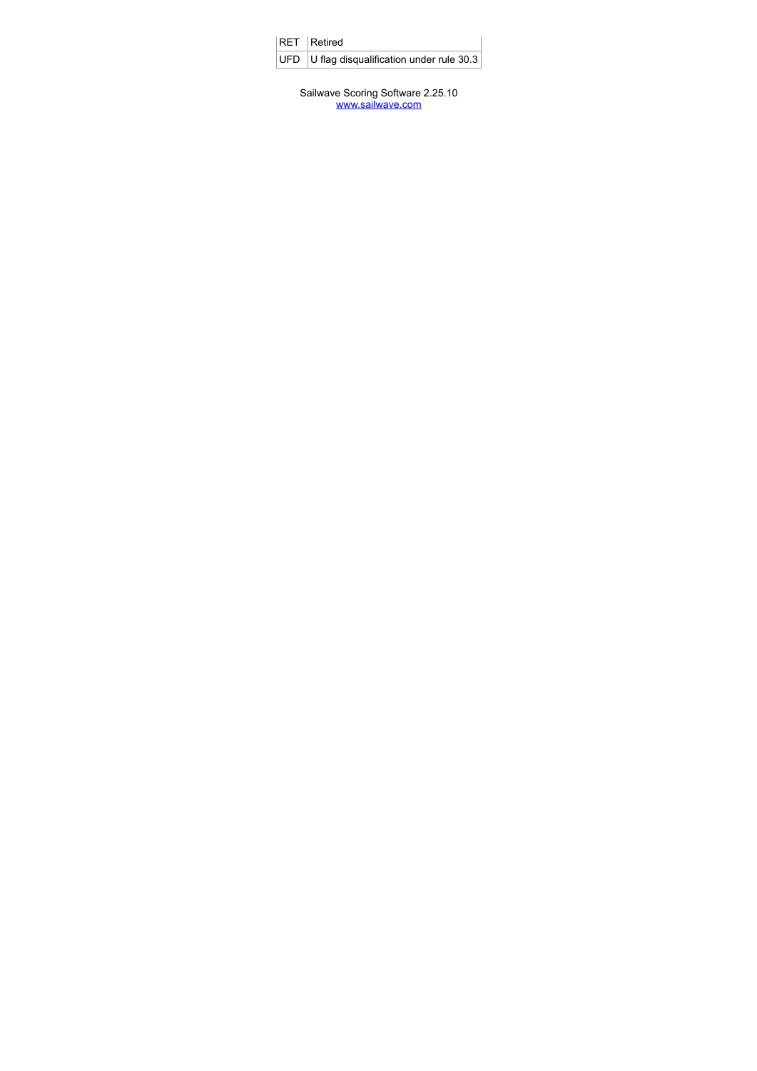| | |
|---|---|
| RET | Retired |
| UFD | U flag disqualification under rule 30.3 |

Sailwave Scoring Software 2.25.10
www.sailwave.com